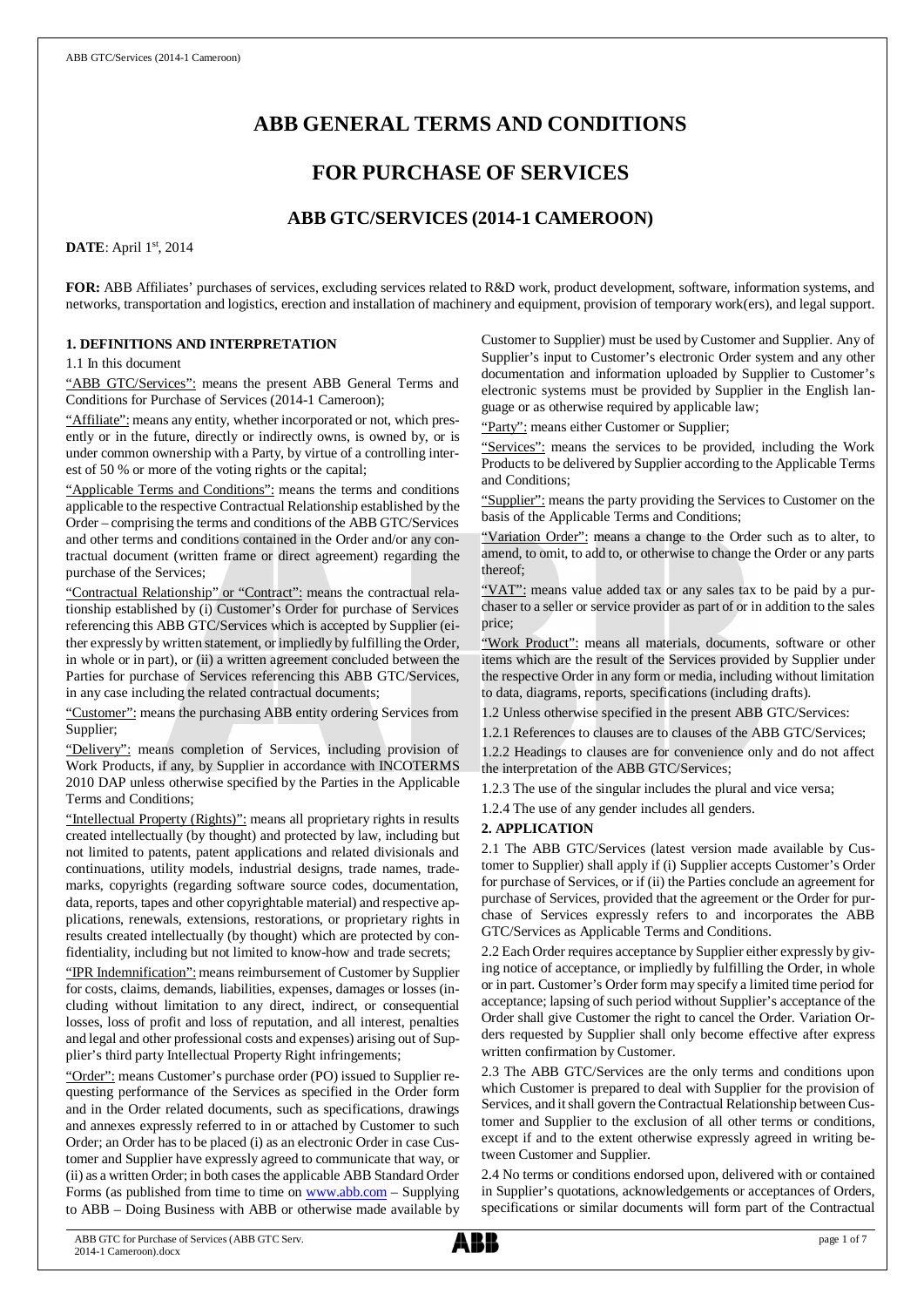# ABB GENERAL TERMS AND CONDITIONS

## FOR PURCHASE OF SERVICES

### ABB GTC/SERVICES (2014-1 CAMEROON)

**DATE**: April 1st, 2014

**FOR:** ABB Affiliates' purchases of services, excluding services related to R&D work, product development, software, information systems, and networks, transportation and logistics, erection and installation of machinery and equipment, provision of temporary work(ers), and legal support.

**1. DEFINITIONS AND INTERPRETATION**

1.1 In this document

"ABB GTC/Services": means the present ABB General Terms and Conditions for Purchase of Services (2014-1 Cameroon);

"Affiliate": means any entity, whether incorporated or not, which presently or in the future, directly or indirectly owns, is owned by, or is under common ownership with a Party, by virtue of a controlling interest of 50 % or more of the voting rights or the capital;

"Applicable Terms and Conditions": means the terms and conditions applicable to the respective Contractual Relationship established by the Order – comprising the terms and conditions of the ABB GTC/Services and other terms and conditions contained in the Order and/or any contractual document (written frame or direct agreement) regarding the purchase of the Services;

"Contractual Relationship" or "Contract": means the contractual relationship established by (i) Customer's Order for purchase of Services referencing this ABB GTC/Services which is accepted by Supplier (either expressly by written statement, or impliedly by fulfilling the Order, in whole or in part), or (ii) a written agreement concluded between the Parties for purchase of Services referencing this ABB GTC/Services, in any case including the related contractual documents;

"Customer": means the purchasing ABB entity ordering Services from Supplier;

"Delivery": means completion of Services, including provision of Work Products, if any, by Supplier in accordance with INCOTERMS 2010 DAP unless otherwise specified by the Parties in the Applicable Terms and Conditions;

"Intellectual Property (Rights)": means all proprietary rights in results created intellectually (by thought) and protected by law, including but not limited to patents, patent applications and related divisionals and continuations, utility models, industrial designs, trade names, trademarks, copyrights (regarding software source codes, documentation, data, reports, tapes and other copyrightable material) and respective applications, renewals, extensions, restorations, or proprietary rights in results created intellectually (by thought) which are protected by confidentiality, including but not limited to know-how and trade secrets;

"IPR Indemnification": means reimbursement of Customer by Supplier for costs, claims, demands, liabilities, expenses, damages or losses (including without limitation to any direct, indirect, or consequential losses, loss of profit and loss of reputation, and all interest, penalties and legal and other professional costs and expenses) arising out of Supplier's third party Intellectual Property Right infringements;

"Order": means Customer's purchase order (PO) issued to Supplier requesting performance of the Services as specified in the Order form and in the Order related documents, such as specifications, drawings and annexes expressly referred to in or attached by Customer to such Order; an Order has to be placed (i) as an electronic Order in case Customer and Supplier have expressly agreed to communicate that way, or (ii) as a written Order; in both cases the applicable ABB Standard Order Forms (as published from time to time on www.abb.com – Supplying to ABB – Doing Business with ABB or otherwise made available by Customer to Supplier) must be used by Customer and Supplier. Any of Supplier's input to Customer's electronic Order system and any other documentation and information uploaded by Supplier to Customer's electronic systems must be provided by Supplier in the English language or as otherwise required by applicable law;

"Party": means either Customer or Supplier;

"Services": means the services to be provided, including the Work Products to be delivered by Supplier according to the Applicable Terms and Conditions;

"Supplier": means the party providing the Services to Customer on the basis of the Applicable Terms and Conditions;

"Variation Order": means a change to the Order such as to alter, to amend, to omit, to add to, or otherwise to change the Order or any parts thereof;

"VAT": means value added tax or any sales tax to be paid by a purchaser to a seller or service provider as part of or in addition to the sales price;

"Work Product": means all materials, documents, software or other items which are the result of the Services provided by Supplier under the respective Order in any form or media, including without limitation to data, diagrams, reports, specifications (including drafts).

1.2 Unless otherwise specified in the present ABB GTC/Services:

1.2.1 References to clauses are to clauses of the ABB GTC/Services;

1.2.2 Headings to clauses are for convenience only and do not affect the interpretation of the ABB GTC/Services;

1.2.3 The use of the singular includes the plural and vice versa;

1.2.4 The use of any gender includes all genders.

**2. APPLICATION**

2.1 The ABB GTC/Services (latest version made available by Customer to Supplier) shall apply if (i) Supplier accepts Customer's Order for purchase of Services, or if (ii) the Parties conclude an agreement for purchase of Services, provided that the agreement or the Order for purchase of Services expressly refers to and incorporates the ABB GTC/Services as Applicable Terms and Conditions.

2.2 Each Order requires acceptance by Supplier either expressly by giving notice of acceptance, or impliedly by fulfilling the Order, in whole or in part. Customer's Order form may specify a limited time period for acceptance; lapsing of such period without Supplier's acceptance of the Order shall give Customer the right to cancel the Order. Variation Orders requested by Supplier shall only become effective after express written confirmation by Customer.

2.3 The ABB GTC/Services are the only terms and conditions upon which Customer is prepared to deal with Supplier for the provision of Services, and it shall govern the Contractual Relationship between Customer and Supplier to the exclusion of all other terms or conditions, except if and to the extent otherwise expressly agreed in writing between Customer and Supplier.

2.4 No terms or conditions endorsed upon, delivered with or contained in Supplier's quotations, acknowledgements or acceptances of Orders, specifications or similar documents will form part of the Contractual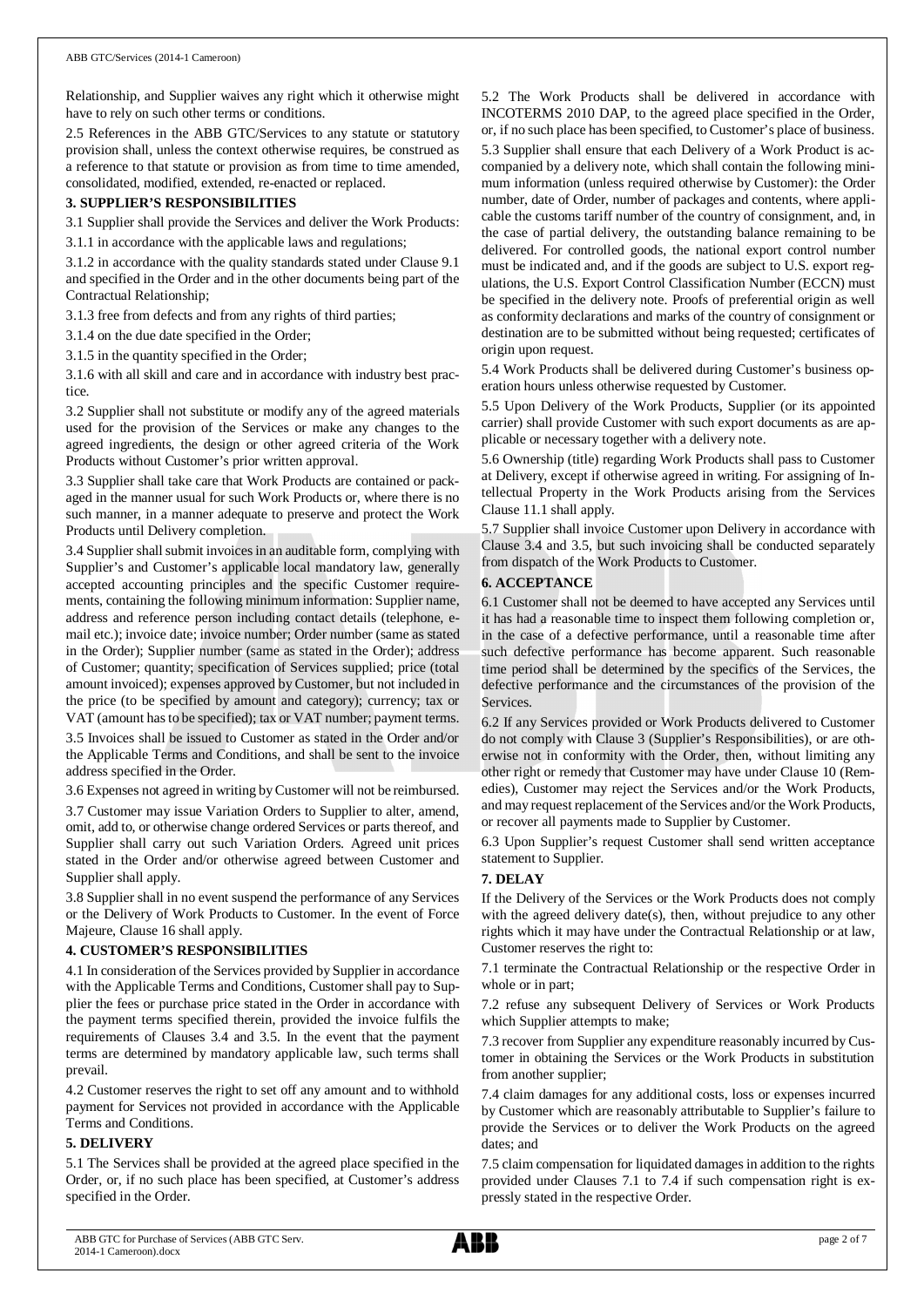Relationship, and Supplier waives any right which it otherwise might have to rely on such other terms or conditions.

2.5 References in the ABB GTC/Services to any statute or statutory provision shall, unless the context otherwise requires, be construed as a reference to that statute or provision as from time to time amended, consolidated, modified, extended, re-enacted or replaced.

## 3. SUPPLIER'S RESPONSIBILITIES

3.1 Supplier shall provide the Services and deliver the Work Products:

3.1.1 in accordance with the applicable laws and regulations;

3.1.2 in accordance with the quality standards stated under Clause 9.1 and specified in the Order and in the other documents being part of the Contractual Relationship;

3.1.3 free from defects and from any rights of third parties;

3.1.4 on the due date specified in the Order;

3.1.5 in the quantity specified in the Order;

3.1.6 with all skill and care and in accordance with industry best practice.

3.2 Supplier shall not substitute or modify any of the agreed materials used for the provision of the Services or make any changes to the agreed ingredients, the design or other agreed criteria of the Work Products without Customer's prior written approval.

3.3 Supplier shall take care that Work Products are contained or packaged in the manner usual for such Work Products or, where there is no such manner, in a manner adequate to preserve and protect the Work Products until Delivery completion.

3.4 Supplier shall submit invoices in an auditable form, complying with Supplier's and Customer's applicable local mandatory law, generally accepted accounting principles and the specific Customer requirements, containing the following minimum information: Supplier name, address and reference person including contact details (telephone, e-mail etc.); invoice date; invoice number; Order number (same as stated in the Order); Supplier number (same as stated in the Order); address of Customer; quantity; specification of Services supplied; price (total amount invoiced); expenses approved by Customer, but not included in the price (to be specified by amount and category); currency; tax or VAT (amount has to be specified); tax or VAT number; payment terms.

3.5 Invoices shall be issued to Customer as stated in the Order and/or the Applicable Terms and Conditions, and shall be sent to the invoice address specified in the Order.

3.6 Expenses not agreed in writing by Customer will not be reimbursed.

3.7 Customer may issue Variation Orders to Supplier to alter, amend, omit, add to, or otherwise change ordered Services or parts thereof, and Supplier shall carry out such Variation Orders. Agreed unit prices stated in the Order and/or otherwise agreed between Customer and Supplier shall apply.

3.8 Supplier shall in no event suspend the performance of any Services or the Delivery of Work Products to Customer. In the event of Force Majeure, Clause 16 shall apply.

## 4. CUSTOMER'S RESPONSIBILITIES

4.1 In consideration of the Services provided by Supplier in accordance with the Applicable Terms and Conditions, Customer shall pay to Supplier the fees or purchase price stated in the Order in accordance with the payment terms specified therein, provided the invoice fulfils the requirements of Clauses 3.4 and 3.5. In the event that the payment terms are determined by mandatory applicable law, such terms shall prevail.

4.2 Customer reserves the right to set off any amount and to withhold payment for Services not provided in accordance with the Applicable Terms and Conditions.

## 5. DELIVERY

5.1 The Services shall be provided at the agreed place specified in the Order, or, if no such place has been specified, at Customer's address specified in the Order.

5.2 The Work Products shall be delivered in accordance with INCOTERMS 2010 DAP, to the agreed place specified in the Order, or, if no such place has been specified, to Customer's place of business.

5.3 Supplier shall ensure that each Delivery of a Work Product is accompanied by a delivery note, which shall contain the following minimum information (unless required otherwise by Customer): the Order number, date of Order, number of packages and contents, where applicable the customs tariff number of the country of consignment, and, in the case of partial delivery, the outstanding balance remaining to be delivered. For controlled goods, the national export control number must be indicated and, and if the goods are subject to U.S. export regulations, the U.S. Export Control Classification Number (ECCN) must be specified in the delivery note. Proofs of preferential origin as well as conformity declarations and marks of the country of consignment or destination are to be submitted without being requested; certificates of origin upon request.

5.4 Work Products shall be delivered during Customer's business operation hours unless otherwise requested by Customer.

5.5 Upon Delivery of the Work Products, Supplier (or its appointed carrier) shall provide Customer with such export documents as are applicable or necessary together with a delivery note.

5.6 Ownership (title) regarding Work Products shall pass to Customer at Delivery, except if otherwise agreed in writing. For assigning of Intellectual Property in the Work Products arising from the Services Clause 11.1 shall apply.

5.7 Supplier shall invoice Customer upon Delivery in accordance with Clause 3.4 and 3.5, but such invoicing shall be conducted separately from dispatch of the Work Products to Customer.

## 6. ACCEPTANCE

6.1 Customer shall not be deemed to have accepted any Services until it has had a reasonable time to inspect them following completion or, in the case of a defective performance, until a reasonable time after such defective performance has become apparent. Such reasonable time period shall be determined by the specifics of the Services, the defective performance and the circumstances of the provision of the Services.

6.2 If any Services provided or Work Products delivered to Customer do not comply with Clause 3 (Supplier's Responsibilities), or are otherwise not in conformity with the Order, then, without limiting any other right or remedy that Customer may have under Clause 10 (Remedies), Customer may reject the Services and/or the Work Products, and may request replacement of the Services and/or the Work Products, or recover all payments made to Supplier by Customer.

6.3 Upon Supplier's request Customer shall send written acceptance statement to Supplier.

## 7. DELAY

If the Delivery of the Services or the Work Products does not comply with the agreed delivery date(s), then, without prejudice to any other rights which it may have under the Contractual Relationship or at law, Customer reserves the right to:

7.1 terminate the Contractual Relationship or the respective Order in whole or in part;

7.2 refuse any subsequent Delivery of Services or Work Products which Supplier attempts to make;

7.3 recover from Supplier any expenditure reasonably incurred by Customer in obtaining the Services or the Work Products in substitution from another supplier;

7.4 claim damages for any additional costs, loss or expenses incurred by Customer which are reasonably attributable to Supplier's failure to provide the Services or to deliver the Work Products on the agreed dates; and

7.5 claim compensation for liquidated damages in addition to the rights provided under Clauses 7.1 to 7.4 if such compensation right is expressly stated in the respective Order.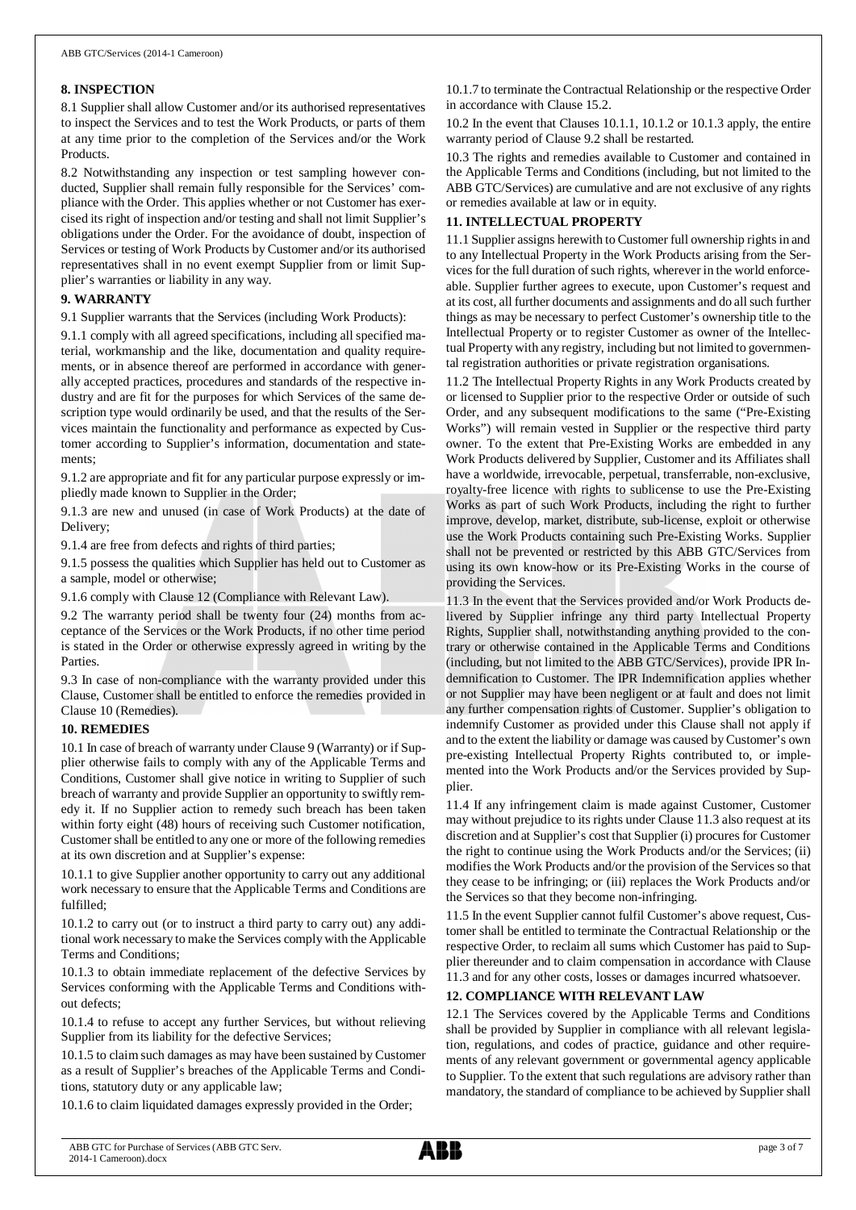## 8. INSPECTION

8.1 Supplier shall allow Customer and/or its authorised representatives to inspect the Services and to test the Work Products, or parts of them at any time prior to the completion of the Services and/or the Work Products.

8.2 Notwithstanding any inspection or test sampling however conducted, Supplier shall remain fully responsible for the Services' compliance with the Order. This applies whether or not Customer has exercised its right of inspection and/or testing and shall not limit Supplier's obligations under the Order. For the avoidance of doubt, inspection of Services or testing of Work Products by Customer and/or its authorised representatives shall in no event exempt Supplier from or limit Supplier's warranties or liability in any way.

## 9. WARRANTY

9.1 Supplier warrants that the Services (including Work Products):

9.1.1 comply with all agreed specifications, including all specified material, workmanship and the like, documentation and quality requirements, or in absence thereof are performed in accordance with generally accepted practices, procedures and standards of the respective industry and are fit for the purposes for which Services of the same description type would ordinarily be used, and that the results of the Services maintain the functionality and performance as expected by Customer according to Supplier's information, documentation and statements;

9.1.2 are appropriate and fit for any particular purpose expressly or impliedly made known to Supplier in the Order;

9.1.3 are new and unused (in case of Work Products) at the date of Delivery;

9.1.4 are free from defects and rights of third parties;

9.1.5 possess the qualities which Supplier has held out to Customer as a sample, model or otherwise;

9.1.6 comply with Clause 12 (Compliance with Relevant Law).

9.2 The warranty period shall be twenty four (24) months from acceptance of the Services or the Work Products, if no other time period is stated in the Order or otherwise expressly agreed in writing by the Parties.

9.3 In case of non-compliance with the warranty provided under this Clause, Customer shall be entitled to enforce the remedies provided in Clause 10 (Remedies).

## 10. REMEDIES

10.1 In case of breach of warranty under Clause 9 (Warranty) or if Supplier otherwise fails to comply with any of the Applicable Terms and Conditions, Customer shall give notice in writing to Supplier of such breach of warranty and provide Supplier an opportunity to swiftly remedy it. If no Supplier action to remedy such breach has been taken within forty eight (48) hours of receiving such Customer notification, Customer shall be entitled to any one or more of the following remedies at its own discretion and at Supplier's expense:

10.1.1 to give Supplier another opportunity to carry out any additional work necessary to ensure that the Applicable Terms and Conditions are fulfilled;

10.1.2 to carry out (or to instruct a third party to carry out) any additional work necessary to make the Services comply with the Applicable Terms and Conditions;

10.1.3 to obtain immediate replacement of the defective Services by Services conforming with the Applicable Terms and Conditions without defects;

10.1.4 to refuse to accept any further Services, but without relieving Supplier from its liability for the defective Services;

10.1.5 to claim such damages as may have been sustained by Customer as a result of Supplier's breaches of the Applicable Terms and Conditions, statutory duty or any applicable law;

10.1.6 to claim liquidated damages expressly provided in the Order;

10.1.7 to terminate the Contractual Relationship or the respective Order in accordance with Clause 15.2.

10.2 In the event that Clauses 10.1.1, 10.1.2 or 10.1.3 apply, the entire warranty period of Clause 9.2 shall be restarted.

10.3 The rights and remedies available to Customer and contained in the Applicable Terms and Conditions (including, but not limited to the ABB GTC/Services) are cumulative and are not exclusive of any rights or remedies available at law or in equity.

## 11. INTELLECTUAL PROPERTY

11.1 Supplier assigns herewith to Customer full ownership rights in and to any Intellectual Property in the Work Products arising from the Services for the full duration of such rights, wherever in the world enforceable. Supplier further agrees to execute, upon Customer's request and at its cost, all further documents and assignments and do all such further things as may be necessary to perfect Customer's ownership title to the Intellectual Property or to register Customer as owner of the Intellectual Property with any registry, including but not limited to governmental registration authorities or private registration organisations.

11.2 The Intellectual Property Rights in any Work Products created by or licensed to Supplier prior to the respective Order or outside of such Order, and any subsequent modifications to the same ("Pre-Existing Works") will remain vested in Supplier or the respective third party owner. To the extent that Pre-Existing Works are embedded in any Work Products delivered by Supplier, Customer and its Affiliates shall have a worldwide, irrevocable, perpetual, transferrable, non-exclusive, royalty-free licence with rights to sublicense to use the Pre-Existing Works as part of such Work Products, including the right to further improve, develop, market, distribute, sub-license, exploit or otherwise use the Work Products containing such Pre-Existing Works. Supplier shall not be prevented or restricted by this ABB GTC/Services from using its own know-how or its Pre-Existing Works in the course of providing the Services.

11.3 In the event that the Services provided and/or Work Products delivered by Supplier infringe any third party Intellectual Property Rights, Supplier shall, notwithstanding anything provided to the contrary or otherwise contained in the Applicable Terms and Conditions (including, but not limited to the ABB GTC/Services), provide IPR Indemnification to Customer. The IPR Indemnification applies whether or not Supplier may have been negligent or at fault and does not limit any further compensation rights of Customer. Supplier's obligation to indemnify Customer as provided under this Clause shall not apply if and to the extent the liability or damage was caused by Customer's own pre-existing Intellectual Property Rights contributed to, or implemented into the Work Products and/or the Services provided by Supplier.

11.4 If any infringement claim is made against Customer, Customer may without prejudice to its rights under Clause 11.3 also request at its discretion and at Supplier's cost that Supplier (i) procures for Customer the right to continue using the Work Products and/or the Services; (ii) modifies the Work Products and/or the provision of the Services so that they cease to be infringing; or (iii) replaces the Work Products and/or the Services so that they become non-infringing.

11.5 In the event Supplier cannot fulfil Customer's above request, Customer shall be entitled to terminate the Contractual Relationship or the respective Order, to reclaim all sums which Customer has paid to Supplier thereunder and to claim compensation in accordance with Clause 11.3 and for any other costs, losses or damages incurred whatsoever.

## 12. COMPLIANCE WITH RELEVANT LAW

12.1 The Services covered by the Applicable Terms and Conditions shall be provided by Supplier in compliance with all relevant legislation, regulations, and codes of practice, guidance and other requirements of any relevant government or governmental agency applicable to Supplier. To the extent that such regulations are advisory rather than mandatory, the standard of compliance to be achieved by Supplier shall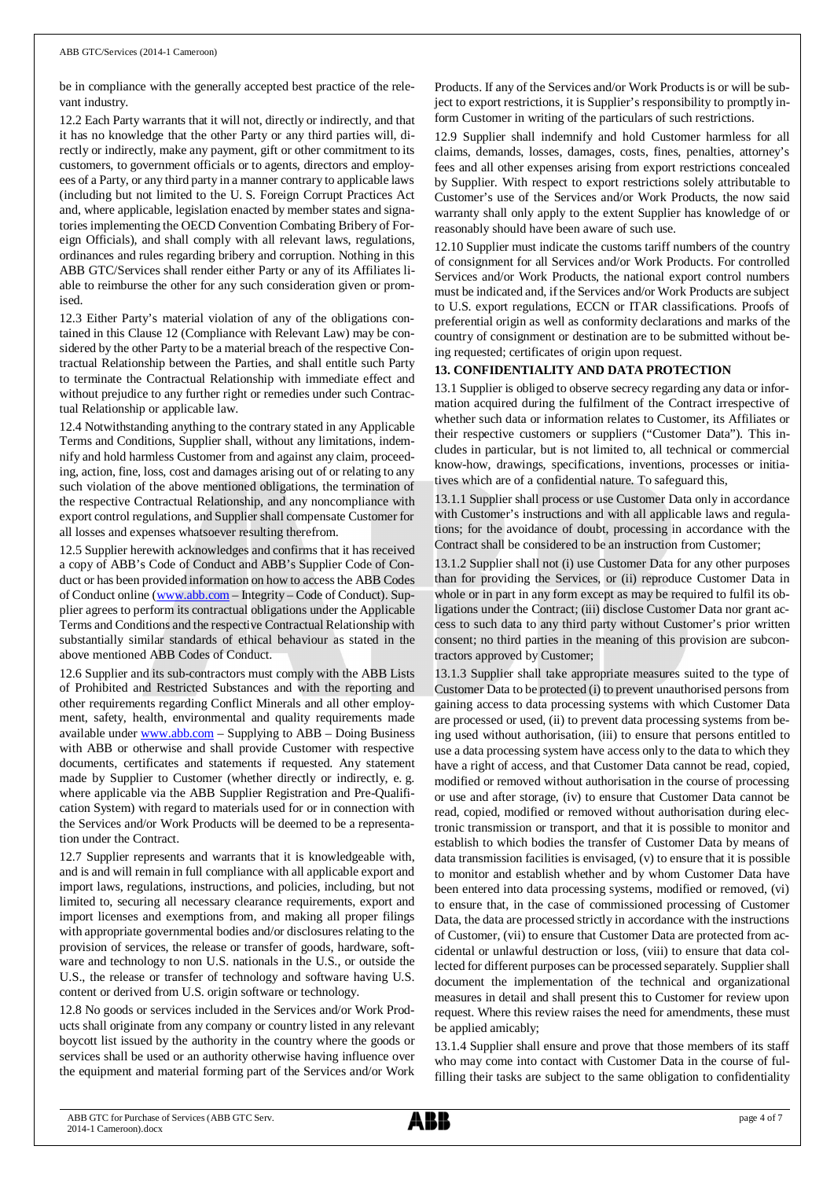be in compliance with the generally accepted best practice of the relevant industry.

12.2 Each Party warrants that it will not, directly or indirectly, and that it has no knowledge that the other Party or any third parties will, directly or indirectly, make any payment, gift or other commitment to its customers, to government officials or to agents, directors and employees of a Party, or any third party in a manner contrary to applicable laws (including but not limited to the U. S. Foreign Corrupt Practices Act and, where applicable, legislation enacted by member states and signatories implementing the OECD Convention Combating Bribery of Foreign Officials), and shall comply with all relevant laws, regulations, ordinances and rules regarding bribery and corruption. Nothing in this ABB GTC/Services shall render either Party or any of its Affiliates liable to reimburse the other for any such consideration given or promised.

12.3 Either Party's material violation of any of the obligations contained in this Clause 12 (Compliance with Relevant Law) may be considered by the other Party to be a material breach of the respective Contractual Relationship between the Parties, and shall entitle such Party to terminate the Contractual Relationship with immediate effect and without prejudice to any further right or remedies under such Contractual Relationship or applicable law.

12.4 Notwithstanding anything to the contrary stated in any Applicable Terms and Conditions, Supplier shall, without any limitations, indemnify and hold harmless Customer from and against any claim, proceeding, action, fine, loss, cost and damages arising out of or relating to any such violation of the above mentioned obligations, the termination of the respective Contractual Relationship, and any noncompliance with export control regulations, and Supplier shall compensate Customer for all losses and expenses whatsoever resulting therefrom.

12.5 Supplier herewith acknowledges and confirms that it has received a copy of ABB's Code of Conduct and ABB's Supplier Code of Conduct or has been provided information on how to access the ABB Codes of Conduct online (www.abb.com – Integrity – Code of Conduct). Supplier agrees to perform its contractual obligations under the Applicable Terms and Conditions and the respective Contractual Relationship with substantially similar standards of ethical behaviour as stated in the above mentioned ABB Codes of Conduct.

12.6 Supplier and its sub-contractors must comply with the ABB Lists of Prohibited and Restricted Substances and with the reporting and other requirements regarding Conflict Minerals and all other employment, safety, health, environmental and quality requirements made available under www.abb.com – Supplying to ABB – Doing Business with ABB or otherwise and shall provide Customer with respective documents, certificates and statements if requested. Any statement made by Supplier to Customer (whether directly or indirectly, e. g. where applicable via the ABB Supplier Registration and Pre-Qualification System) with regard to materials used for or in connection with the Services and/or Work Products will be deemed to be a representation under the Contract.

12.7 Supplier represents and warrants that it is knowledgeable with, and is and will remain in full compliance with all applicable export and import laws, regulations, instructions, and policies, including, but not limited to, securing all necessary clearance requirements, export and import licenses and exemptions from, and making all proper filings with appropriate governmental bodies and/or disclosures relating to the provision of services, the release or transfer of goods, hardware, software and technology to non U.S. nationals in the U.S., or outside the U.S., the release or transfer of technology and software having U.S. content or derived from U.S. origin software or technology.

12.8 No goods or services included in the Services and/or Work Products shall originate from any company or country listed in any relevant boycott list issued by the authority in the country where the goods or services shall be used or an authority otherwise having influence over the equipment and material forming part of the Services and/or Work Products. If any of the Services and/or Work Products is or will be subject to export restrictions, it is Supplier's responsibility to promptly inform Customer in writing of the particulars of such restrictions.

12.9 Supplier shall indemnify and hold Customer harmless for all claims, demands, losses, damages, costs, fines, penalties, attorney's fees and all other expenses arising from export restrictions concealed by Supplier. With respect to export restrictions solely attributable to Customer's use of the Services and/or Work Products, the now said warranty shall only apply to the extent Supplier has knowledge of or reasonably should have been aware of such use.

12.10 Supplier must indicate the customs tariff numbers of the country of consignment for all Services and/or Work Products. For controlled Services and/or Work Products, the national export control numbers must be indicated and, if the Services and/or Work Products are subject to U.S. export regulations, ECCN or ITAR classifications. Proofs of preferential origin as well as conformity declarations and marks of the country of consignment or destination are to be submitted without being requested; certificates of origin upon request.

**13. CONFIDENTIALITY AND DATA PROTECTION**

13.1 Supplier is obliged to observe secrecy regarding any data or information acquired during the fulfilment of the Contract irrespective of whether such data or information relates to Customer, its Affiliates or their respective customers or suppliers ("Customer Data"). This includes in particular, but is not limited to, all technical or commercial know-how, drawings, specifications, inventions, processes or initiatives which are of a confidential nature. To safeguard this,

13.1.1 Supplier shall process or use Customer Data only in accordance with Customer's instructions and with all applicable laws and regulations; for the avoidance of doubt, processing in accordance with the Contract shall be considered to be an instruction from Customer;

13.1.2 Supplier shall not (i) use Customer Data for any other purposes than for providing the Services, or (ii) reproduce Customer Data in whole or in part in any form except as may be required to fulfil its obligations under the Contract; (iii) disclose Customer Data nor grant access to such data to any third party without Customer's prior written consent; no third parties in the meaning of this provision are subcontractors approved by Customer;

13.1.3 Supplier shall take appropriate measures suited to the type of Customer Data to be protected (i) to prevent unauthorised persons from gaining access to data processing systems with which Customer Data are processed or used, (ii) to prevent data processing systems from being used without authorisation, (iii) to ensure that persons entitled to use a data processing system have access only to the data to which they have a right of access, and that Customer Data cannot be read, copied, modified or removed without authorisation in the course of processing or use and after storage, (iv) to ensure that Customer Data cannot be read, copied, modified or removed without authorisation during electronic transmission or transport, and that it is possible to monitor and establish to which bodies the transfer of Customer Data by means of data transmission facilities is envisaged, (v) to ensure that it is possible to monitor and establish whether and by whom Customer Data have been entered into data processing systems, modified or removed, (vi) to ensure that, in the case of commissioned processing of Customer Data, the data are processed strictly in accordance with the instructions of Customer, (vii) to ensure that Customer Data are protected from accidental or unlawful destruction or loss, (viii) to ensure that data collected for different purposes can be processed separately. Supplier shall document the implementation of the technical and organizational measures in detail and shall present this to Customer for review upon request. Where this review raises the need for amendments, these must be applied amicably;

13.1.4 Supplier shall ensure and prove that those members of its staff who may come into contact with Customer Data in the course of fulfilling their tasks are subject to the same obligation to confidentiality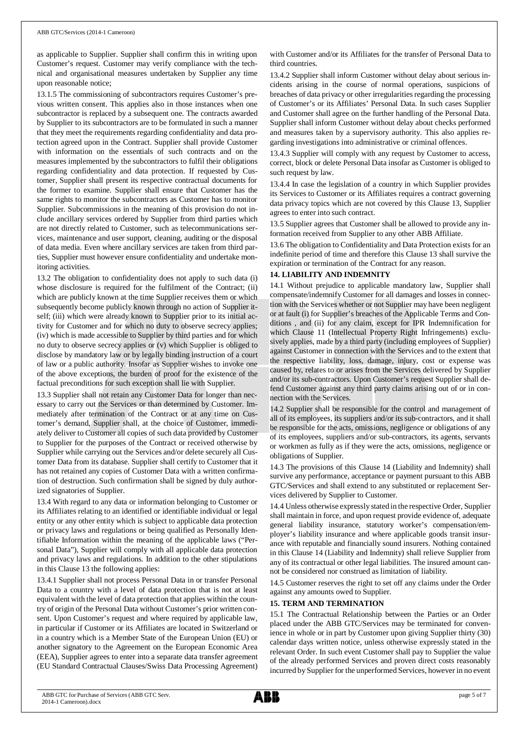as applicable to Supplier. Supplier shall confirm this in writing upon Customer's request. Customer may verify compliance with the technical and organisational measures undertaken by Supplier any time upon reasonable notice;

13.1.5 The commissioning of subcontractors requires Customer's previous written consent. This applies also in those instances when one subcontractor is replaced by a subsequent one. The contracts awarded by Supplier to its subcontractors are to be formulated in such a manner that they meet the requirements regarding confidentiality and data protection agreed upon in the Contract. Supplier shall provide Customer with information on the essentials of such contracts and on the measures implemented by the subcontractors to fulfil their obligations regarding confidentiality and data protection. If requested by Customer, Supplier shall present its respective contractual documents for the former to examine. Supplier shall ensure that Customer has the same rights to monitor the subcontractors as Customer has to monitor Supplier. Subcommissions in the meaning of this provision do not include ancillary services ordered by Supplier from third parties which are not directly related to Customer, such as telecommunications services, maintenance and user support, cleaning, auditing or the disposal of data media. Even where ancillary services are taken from third parties, Supplier must however ensure confidentiality and undertake monitoring activities.

13.2 The obligation to confidentiality does not apply to such data (i) whose disclosure is required for the fulfilment of the Contract; (ii) which are publicly known at the time Supplier receives them or which subsequently become publicly known through no action of Supplier itself; (iii) which were already known to Supplier prior to its initial activity for Customer and for which no duty to observe secrecy applies; (iv) which is made accessible to Supplier by third parties and for which no duty to observe secrecy applies or (v) which Supplier is obliged to disclose by mandatory law or by legally binding instruction of a court of law or a public authority. Insofar as Supplier wishes to invoke one of the above exceptions, the burden of proof for the existence of the factual preconditions for such exception shall lie with Supplier.

13.3 Supplier shall not retain any Customer Data for longer than necessary to carry out the Services or than determined by Customer. Immediately after termination of the Contract or at any time on Customer's demand, Supplier shall, at the choice of Customer, immediately deliver to Customer all copies of such data provided by Customer to Supplier for the purposes of the Contract or received otherwise by Supplier while carrying out the Services and/or delete securely all Customer Data from its database. Supplier shall certify to Customer that it has not retained any copies of Customer Data with a written confirmation of destruction. Such confirmation shall be signed by duly authorized signatories of Supplier.

13.4 With regard to any data or information belonging to Customer or its Affiliates relating to an identified or identifiable individual or legal entity or any other entity which is subject to applicable data protection or privacy laws and regulations or being qualified as Personally Identifiable Information within the meaning of the applicable laws ("Personal Data"), Supplier will comply with all applicable data protection and privacy laws and regulations. In addition to the other stipulations in this Clause 13 the following applies:

13.4.1 Supplier shall not process Personal Data in or transfer Personal Data to a country with a level of data protection that is not at least equivalent with the level of data protection that applies within the country of origin of the Personal Data without Customer's prior written consent. Upon Customer's request and where required by applicable law, in particular if Customer or its Affiliates are located in Switzerland or in a country which is a Member State of the European Union (EU) or another signatory to the Agreement on the European Economic Area (EEA), Supplier agrees to enter into a separate data transfer agreement (EU Standard Contractual Clauses/Swiss Data Processing Agreement) with Customer and/or its Affiliates for the transfer of Personal Data to third countries.

13.4.2 Supplier shall inform Customer without delay about serious incidents arising in the course of normal operations, suspicions of breaches of data privacy or other irregularities regarding the processing of Customer's or its Affiliates' Personal Data. In such cases Supplier and Customer shall agree on the further handling of the Personal Data. Supplier shall inform Customer without delay about checks performed and measures taken by a supervisory authority. This also applies regarding investigations into administrative or criminal offences.

13.4.3 Supplier will comply with any request by Customer to access, correct, block or delete Personal Data insofar as Customer is obliged to such request by law.

13.4.4 In case the legislation of a country in which Supplier provides its Services to Customer or its Affiliates requires a contract governing data privacy topics which are not covered by this Clause 13, Supplier agrees to enter into such contract.

13.5 Supplier agrees that Customer shall be allowed to provide any information received from Supplier to any other ABB Affiliate.

13.6 The obligation to Confidentiality and Data Protection exists for an indefinite period of time and therefore this Clause 13 shall survive the expiration or termination of the Contract for any reason.

## 14. LIABILITY AND INDEMNITY

14.1 Without prejudice to applicable mandatory law, Supplier shall compensate/indemnify Customer for all damages and losses in connection with the Services whether or not Supplier may have been negligent or at fault (i) for Supplier's breaches of the Applicable Terms and Conditions , and (ii) for any claim, except for IPR Indemnification for which Clause 11 (Intellectual Property Right Infringements) exclusively applies, made by a third party (including employees of Supplier) against Customer in connection with the Services and to the extent that the respective liability, loss, damage, injury, cost or expense was caused by, relates to or arises from the Services delivered by Supplier and/or its sub-contractors. Upon Customer's request Supplier shall defend Customer against any third party claims arising out of or in connection with the Services.

14.2 Supplier shall be responsible for the control and management of all of its employees, its suppliers and/or its sub-contractors, and it shall be responsible for the acts, omissions, negligence or obligations of any of its employees, suppliers and/or sub-contractors, its agents, servants or workmen as fully as if they were the acts, omissions, negligence or obligations of Supplier.

14.3 The provisions of this Clause 14 (Liability and Indemnity) shall survive any performance, acceptance or payment pursuant to this ABB GTC/Services and shall extend to any substituted or replacement Services delivered by Supplier to Customer.

14.4 Unless otherwise expressly stated in the respective Order, Supplier shall maintain in force, and upon request provide evidence of, adequate general liability insurance, statutory worker's compensation/employer's liability insurance and where applicable goods transit insurance with reputable and financially sound insurers. Nothing contained in this Clause 14 (Liability and Indemnity) shall relieve Supplier from any of its contractual or other legal liabilities. The insured amount cannot be considered nor construed as limitation of liability.

14.5 Customer reserves the right to set off any claims under the Order against any amounts owed to Supplier.

## 15. TERM AND TERMINATION

15.1 The Contractual Relationship between the Parties or an Order placed under the ABB GTC/Services may be terminated for convenience in whole or in part by Customer upon giving Supplier thirty (30) calendar days written notice, unless otherwise expressly stated in the relevant Order. In such event Customer shall pay to Supplier the value of the already performed Services and proven direct costs reasonably incurred by Supplier for the unperformed Services, however in no event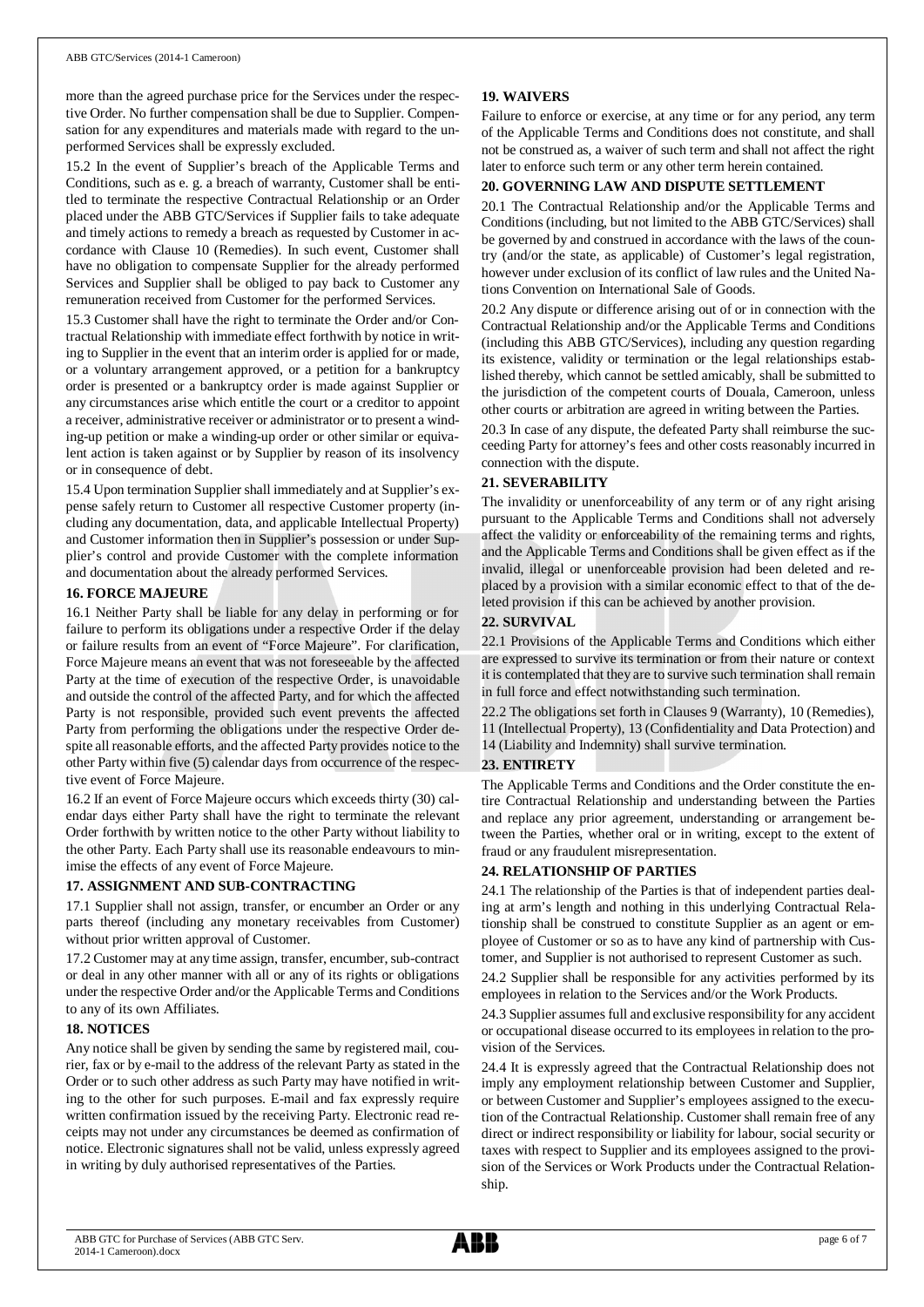more than the agreed purchase price for the Services under the respective Order. No further compensation shall be due to Supplier. Compensation for any expenditures and materials made with regard to the unperformed Services shall be expressly excluded.

15.2 In the event of Supplier's breach of the Applicable Terms and Conditions, such as e. g. a breach of warranty, Customer shall be entitled to terminate the respective Contractual Relationship or an Order placed under the ABB GTC/Services if Supplier fails to take adequate and timely actions to remedy a breach as requested by Customer in accordance with Clause 10 (Remedies). In such event, Customer shall have no obligation to compensate Supplier for the already performed Services and Supplier shall be obliged to pay back to Customer any remuneration received from Customer for the performed Services.

15.3 Customer shall have the right to terminate the Order and/or Contractual Relationship with immediate effect forthwith by notice in writing to Supplier in the event that an interim order is applied for or made, or a voluntary arrangement approved, or a petition for a bankruptcy order is presented or a bankruptcy order is made against Supplier or any circumstances arise which entitle the court or a creditor to appoint a receiver, administrative receiver or administrator or to present a winding-up petition or make a winding-up order or other similar or equivalent action is taken against or by Supplier by reason of its insolvency or in consequence of debt.

15.4 Upon termination Supplier shall immediately and at Supplier's expense safely return to Customer all respective Customer property (including any documentation, data, and applicable Intellectual Property) and Customer information then in Supplier's possession or under Supplier's control and provide Customer with the complete information and documentation about the already performed Services.

## 16. FORCE MAJEURE

16.1 Neither Party shall be liable for any delay in performing or for failure to perform its obligations under a respective Order if the delay or failure results from an event of "Force Majeure". For clarification, Force Majeure means an event that was not foreseeable by the affected Party at the time of execution of the respective Order, is unavoidable and outside the control of the affected Party, and for which the affected Party is not responsible, provided such event prevents the affected Party from performing the obligations under the respective Order despite all reasonable efforts, and the affected Party provides notice to the other Party within five (5) calendar days from occurrence of the respective event of Force Majeure.

16.2 If an event of Force Majeure occurs which exceeds thirty (30) calendar days either Party shall have the right to terminate the relevant Order forthwith by written notice to the other Party without liability to the other Party. Each Party shall use its reasonable endeavours to minimise the effects of any event of Force Majeure.

## 17. ASSIGNMENT AND SUB-CONTRACTING

17.1 Supplier shall not assign, transfer, or encumber an Order or any parts thereof (including any monetary receivables from Customer) without prior written approval of Customer.

17.2 Customer may at any time assign, transfer, encumber, sub-contract or deal in any other manner with all or any of its rights or obligations under the respective Order and/or the Applicable Terms and Conditions to any of its own Affiliates.

## 18. NOTICES

Any notice shall be given by sending the same by registered mail, courier, fax or by e-mail to the address of the relevant Party as stated in the Order or to such other address as such Party may have notified in writing to the other for such purposes. E-mail and fax expressly require written confirmation issued by the receiving Party. Electronic read receipts may not under any circumstances be deemed as confirmation of notice. Electronic signatures shall not be valid, unless expressly agreed in writing by duly authorised representatives of the Parties.

## 19. WAIVERS

Failure to enforce or exercise, at any time or for any period, any term of the Applicable Terms and Conditions does not constitute, and shall not be construed as, a waiver of such term and shall not affect the right later to enforce such term or any other term herein contained.

## 20. GOVERNING LAW AND DISPUTE SETTLEMENT

20.1 The Contractual Relationship and/or the Applicable Terms and Conditions (including, but not limited to the ABB GTC/Services) shall be governed by and construed in accordance with the laws of the country (and/or the state, as applicable) of Customer's legal registration, however under exclusion of its conflict of law rules and the United Nations Convention on International Sale of Goods.

20.2 Any dispute or difference arising out of or in connection with the Contractual Relationship and/or the Applicable Terms and Conditions (including this ABB GTC/Services), including any question regarding its existence, validity or termination or the legal relationships established thereby, which cannot be settled amicably, shall be submitted to the jurisdiction of the competent courts of Douala, Cameroon, unless other courts or arbitration are agreed in writing between the Parties.

20.3 In case of any dispute, the defeated Party shall reimburse the succeeding Party for attorney's fees and other costs reasonably incurred in connection with the dispute.

## 21. SEVERABILITY

The invalidity or unenforceability of any term or of any right arising pursuant to the Applicable Terms and Conditions shall not adversely affect the validity or enforceability of the remaining terms and rights, and the Applicable Terms and Conditions shall be given effect as if the invalid, illegal or unenforceable provision had been deleted and replaced by a provision with a similar economic effect to that of the deleted provision if this can be achieved by another provision.

## 22. SURVIVAL

22.1 Provisions of the Applicable Terms and Conditions which either are expressed to survive its termination or from their nature or context it is contemplated that they are to survive such termination shall remain in full force and effect notwithstanding such termination.

22.2 The obligations set forth in Clauses 9 (Warranty), 10 (Remedies), 11 (Intellectual Property), 13 (Confidentiality and Data Protection) and 14 (Liability and Indemnity) shall survive termination.

## 23. ENTIRETY

The Applicable Terms and Conditions and the Order constitute the entire Contractual Relationship and understanding between the Parties and replace any prior agreement, understanding or arrangement between the Parties, whether oral or in writing, except to the extent of fraud or any fraudulent misrepresentation.

## 24. RELATIONSHIP OF PARTIES

24.1 The relationship of the Parties is that of independent parties dealing at arm's length and nothing in this underlying Contractual Relationship shall be construed to constitute Supplier as an agent or employee of Customer or so as to have any kind of partnership with Customer, and Supplier is not authorised to represent Customer as such.

24.2 Supplier shall be responsible for any activities performed by its employees in relation to the Services and/or the Work Products.

24.3 Supplier assumes full and exclusive responsibility for any accident or occupational disease occurred to its employees in relation to the provision of the Services.

24.4 It is expressly agreed that the Contractual Relationship does not imply any employment relationship between Customer and Supplier, or between Customer and Supplier's employees assigned to the execution of the Contractual Relationship. Customer shall remain free of any direct or indirect responsibility or liability for labour, social security or taxes with respect to Supplier and its employees assigned to the provision of the Services or Work Products under the Contractual Relationship.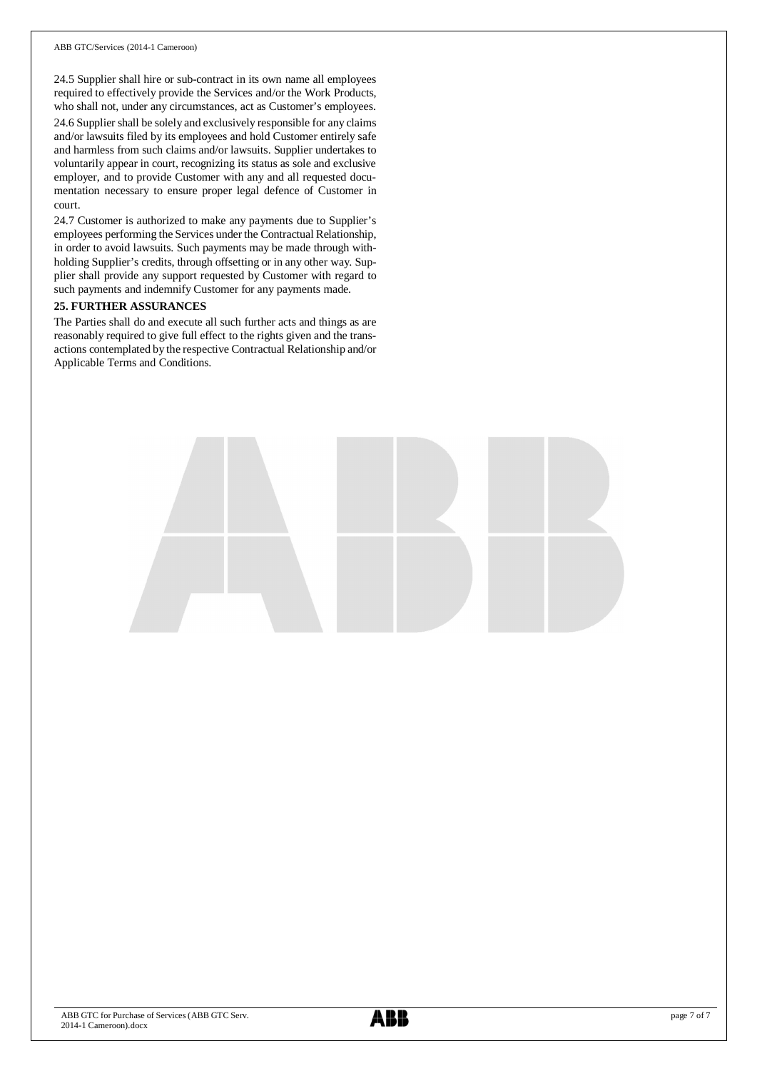24.5 Supplier shall hire or sub-contract in its own name all employees required to effectively provide the Services and/or the Work Products, who shall not, under any circumstances, act as Customer's employees.

24.6 Supplier shall be solely and exclusively responsible for any claims and/or lawsuits filed by its employees and hold Customer entirely safe and harmless from such claims and/or lawsuits. Supplier undertakes to voluntarily appear in court, recognizing its status as sole and exclusive employer, and to provide Customer with any and all requested documentation necessary to ensure proper legal defence of Customer in court.

24.7 Customer is authorized to make any payments due to Supplier's employees performing the Services under the Contractual Relationship, in order to avoid lawsuits. Such payments may be made through withholding Supplier's credits, through offsetting or in any other way. Supplier shall provide any support requested by Customer with regard to such payments and indemnify Customer for any payments made.

**25. FURTHER ASSURANCES**

The Parties shall do and execute all such further acts and things as are reasonably required to give full effect to the rights given and the transactions contemplated by the respective Contractual Relationship and/or Applicable Terms and Conditions.